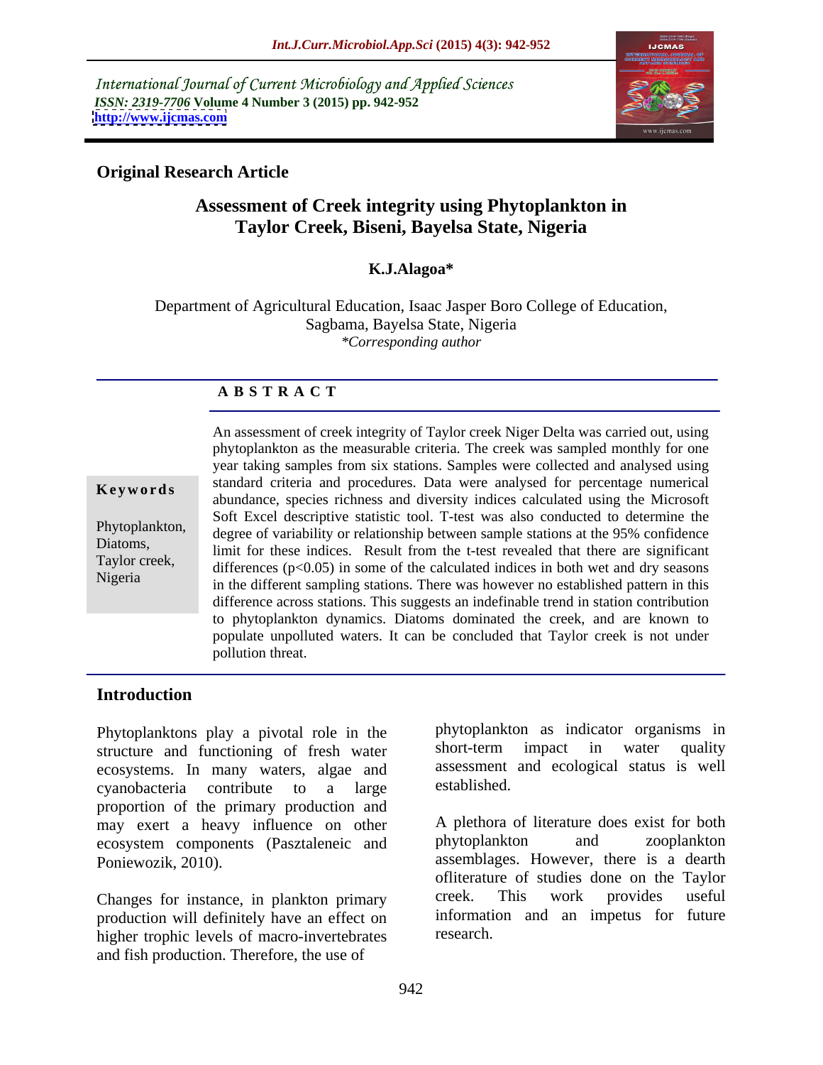International Journal of Current Microbiology and Applied Sciences
*ISSN: 2319-7706* **Volume 4 Number 3 (2015) pp. 942-952**
**http://www.ijcmas.com**

**Original Research Article**

# Assessment of Creek integrity using Phytoplankton in Taylor Creek, Biseni, Bayelsa State, Nigeria

**K.J.Alagoa***

Department of Agricultural Education, Isaac Jasper Boro College of Education, Sagbama, Bayelsa State, Nigeria
*\*Corresponding author*

## A B S T R A C T

**Keywords**

Phytoplankton, Diatoms, Taylor creek, Nigeria

An assessment of creek integrity of Taylor creek Niger Delta was carried out, using phytoplankton as the measurable criteria. The creek was sampled monthly for one year taking samples from six stations. Samples were collected and analysed using standard criteria and procedures. Data were analysed for percentage numerical abundance, species richness and diversity indices calculated using the Microsoft Soft Excel descriptive statistic tool. T-test was also conducted to determine the degree of variability or relationship between sample stations at the 95% confidence limit for these indices. Result from the t-test revealed that there are significant differences ($p<0.05$) in some of the calculated indices in both wet and dry seasons in the different sampling stations. There was however no established pattern in this difference across stations. This suggests an indefinable trend in station contribution to phytoplankton dynamics. Diatoms dominated the creek, and are known to populate unpolluted waters. It can be concluded that Taylor creek is not under pollution threat.

## Introduction

Phytoplanktons play a pivotal role in the structure and functioning of fresh water ecosystems. In many waters, algae and cyanobacteria contribute to a large proportion of the primary production and may exert a heavy influence on other ecosystem components (Pasztaleneic and Poniewozik, 2010).

Changes for instance, in plankton primary production will definitely have an effect on higher trophic levels of macro-invertebrates and fish production. Therefore, the use of phytoplankton as indicator organisms in short-term impact in water quality assessment and ecological status is well established.

A plethora of literature does exist for both phytoplankton and zooplankton assemblages. However, there is a dearth ofliterature of studies done on the Taylor creek. This work provides useful information and an impetus for future research.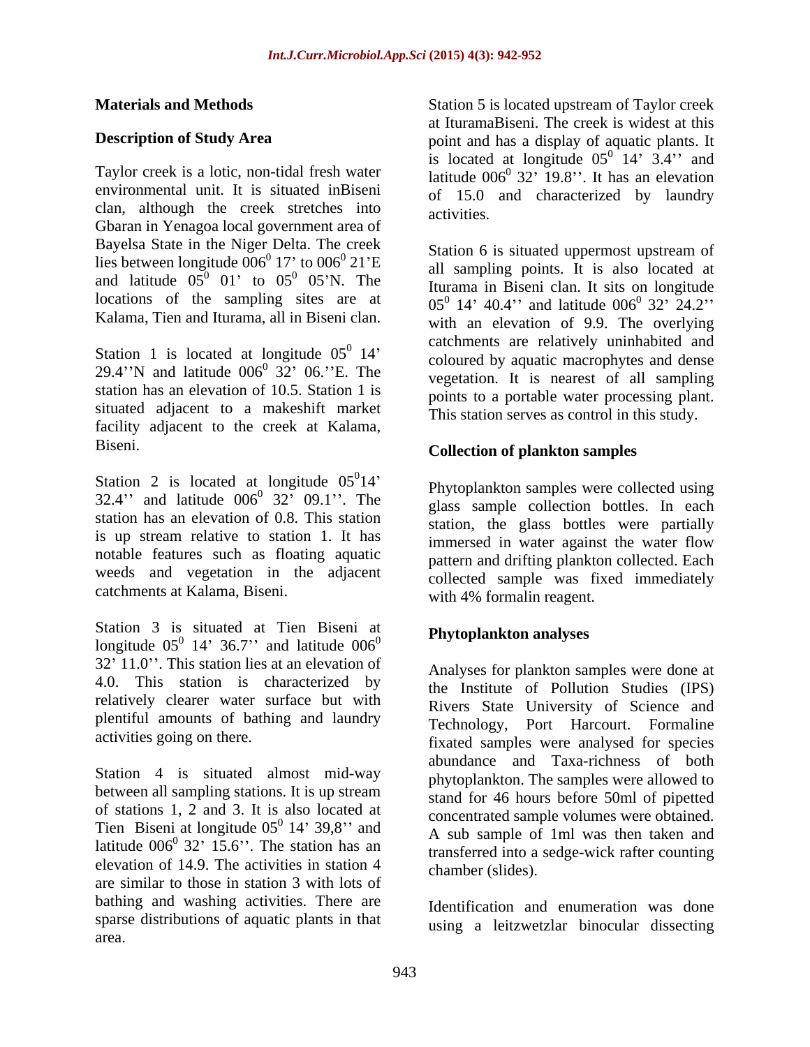## Materials and Methods

### Description of Study Area

Taylor creek is a lotic, non-tidal fresh water environmental unit. It is situated inBiseni clan, although the creek stretches into Gbaran in Yenagoa local government area of Bayelsa State in the Niger Delta. The creek lies between longitude $006^0$ 17' to $006^0$ 21'E and latitude $05^0$ 01' to $05^0$ 05'N. The locations of the sampling sites are at Kalama, Tien and Iturama, all in Biseni clan.

Station 1 is located at longitude $05^0$ 14' 29.4''N and latitude $006^0$ 32' 06.''E. The station has an elevation of 10.5. Station 1 is situated adjacent to a makeshift market facility adjacent to the creek at Kalama, Biseni.

Station 2 is located at longitude $05^0$14' 32.4'' and latitude $006^0$ 32' 09.1''. The station has an elevation of 0.8. This station is up stream relative to station 1. It has notable features such as floating aquatic weeds and vegetation in the adjacent catchments at Kalama, Biseni.

Station 3 is situated at Tien Biseni at longitude $05^0$ 14' 36.7'' and latitude $006^0$ 32' 11.0''. This station lies at an elevation of 4.0. This station is characterized by relatively clearer water surface but with plentiful amounts of bathing and laundry activities going on there.

Station 4 is situated almost mid-way between all sampling stations. It is up stream of stations 1, 2 and 3. It is also located at Tien Biseni at longitude $05^0$ 14' 39,8'' and latitude $006^0$ 32' 15.6''. The station has an elevation of 14.9. The activities in station 4 are similar to those in station 3 with lots of bathing and washing activities. There are sparse distributions of aquatic plants in that area.

Station 5 is located upstream of Taylor creek at IturamaBiseni. The creek is widest at this point and has a display of aquatic plants. It is located at longitude $05^0$ 14' 3.4'' and latitude $006^0$ 32' 19.8''. It has an elevation of 15.0 and characterized by laundry activities.

Station 6 is situated uppermost upstream of all sampling points. It is also located at Iturama in Biseni clan. It sits on longitude $05^0$ 14' 40.4'' and latitude $006^0$ 32' 24.2'' with an elevation of 9.9. The overlying catchments are relatively uninhabited and coloured by aquatic macrophytes and dense vegetation. It is nearest of all sampling points to a portable water processing plant. This station serves as control in this study.

### Collection of plankton samples

Phytoplankton samples were collected using glass sample collection bottles. In each station, the glass bottles were partially immersed in water against the water flow pattern and drifting plankton collected. Each collected sample was fixed immediately with 4% formalin reagent.

### Phytoplankton analyses

Analyses for plankton samples were done at the Institute of Pollution Studies (IPS) Rivers State University of Science and Technology, Port Harcourt. Formaline fixated samples were analysed for species abundance and Taxa-richness of both phytoplankton. The samples were allowed to stand for 46 hours before 50ml of pipetted concentrated sample volumes were obtained. A sub sample of 1ml was then taken and transferred into a sedge-wick rafter counting chamber (slides).

Identification and enumeration was done using a leitzwetzlar binocular dissecting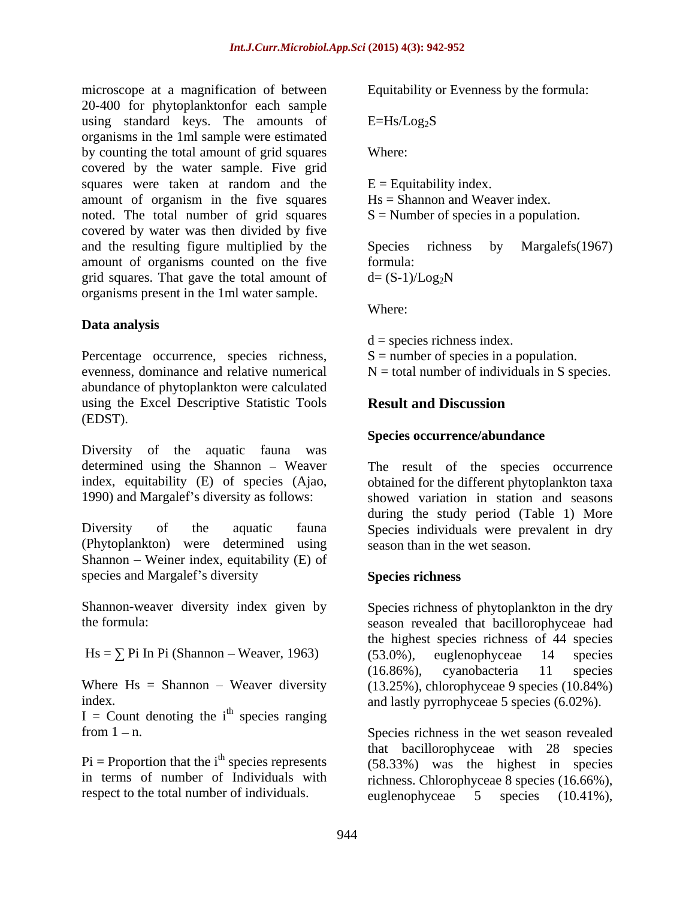microscope at a magnification of between 20-400 for phytoplanktonfor each sample using standard keys. The amounts of organisms in the 1ml sample were estimated by counting the total amount of grid squares covered by the water sample. Five grid squares were taken at random and the amount of organism in the five squares noted. The total number of grid squares covered by water was then divided by five and the resulting figure multiplied by the amount of organisms counted on the five grid squares. That gave the total amount of organisms present in the 1ml water sample.

### Data analysis

Percentage occurrence, species richness, evenness, dominance and relative numerical abundance of phytoplankton were calculated using the Excel Descriptive Statistic Tools (EDST).

Diversity of the aquatic fauna was determined using the Shannon – Weaver index, equitability (E) of species (Ajao, 1990) and Margalef's diversity as follows:

Diversity of the aquatic fauna (Phytoplankton) were determined using Shannon – Weiner index, equitability (E) of species and Margalef's diversity

Shannon-weaver diversity index given by the formula:

$Hs = \sum$ Pi In Pi (Shannon – Weaver, 1963)

Where Hs = Shannon – Weaver diversity index.

I = Count denoting the $i^{th}$ species ranging from 1 – n.

Pi = Proportion that the $i^{th}$ species represents in terms of number of Individuals with respect to the total number of individuals.

Equitability or Evenness by the formula:

$E=Hs/Log_2S$

Where:

E = Equitability index.
Hs = Shannon and Weaver index.
S = Number of species in a population.

Species richness by Margalefs(1967) formula:

$d= (S-1)/Log_2N$

Where:

d = species richness index.
S = number of species in a population.
N = total number of individuals in S species.

## Result and Discussion

### Species occurrence/abundance

The result of the species occurrence obtained for the different phytoplankton taxa showed variation in station and seasons during the study period (Table 1) More Species individuals were prevalent in dry season than in the wet season.

### Species richness

Species richness of phytoplankton in the dry season revealed that bacillorophyceae had the highest species richness of 44 species (53.0%), euglenophyceae 14 species (16.86%), cyanobacteria 11 species (13.25%), chlorophyceae 9 species (10.84%) and lastly pyrrophyceae 5 species (6.02%).

Species richness in the wet season revealed that bacillorophyceae with 28 species (58.33%) was the highest in species richness. Chlorophyceae 8 species (16.66%), euglenophyceae 5 species (10.41%),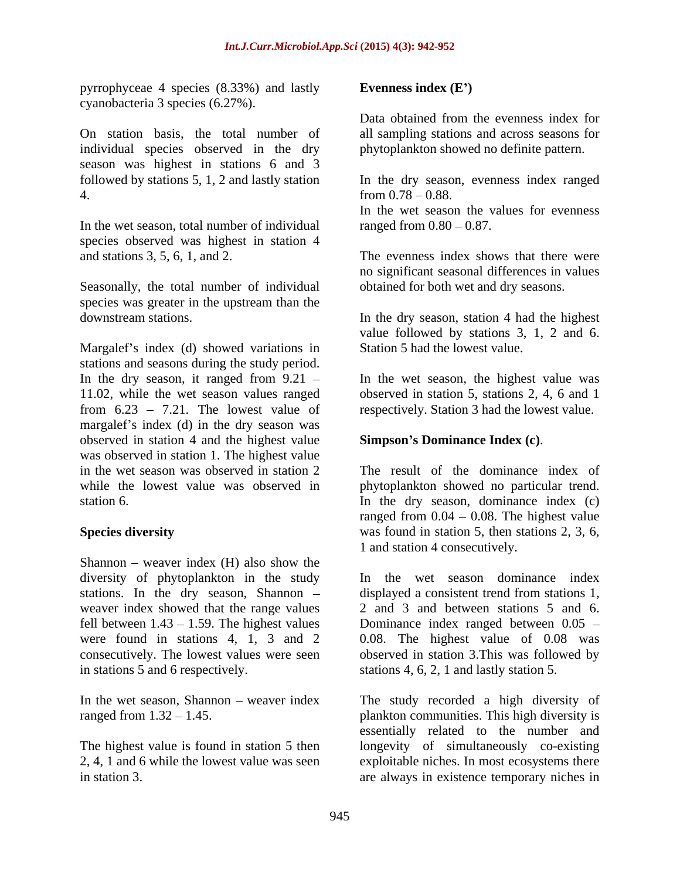pyrrophyceae 4 species (8.33%) and lastly cyanobacteria 3 species (6.27%).

On station basis, the total number of individual species observed in the dry season was highest in stations 6 and 3 followed by stations 5, 1, 2 and lastly station 4.

In the wet season, total number of individual species observed was highest in station 4 and stations 3, 5, 6, 1, and 2.

Seasonally, the total number of individual species was greater in the upstream than the downstream stations.

Margalef's index (d) showed variations in stations and seasons during the study period. In the dry season, it ranged from 9.21 – 11.02, while the wet season values ranged from 6.23 – 7.21. The lowest value of margalef's index (d) in the dry season was observed in station 4 and the highest value was observed in station 1. The highest value in the wet season was observed in station 2 while the lowest value was observed in station 6.

**Species diversity**

Shannon – weaver index (H) also show the diversity of phytoplankton in the study stations. In the dry season, Shannon – weaver index showed that the range values fell between 1.43 – 1.59. The highest values were found in stations 4, 1, 3 and 2 consecutively. The lowest values were seen in stations 5 and 6 respectively.

In the wet season, Shannon – weaver index ranged from 1.32 – 1.45.

The highest value is found in station 5 then 2, 4, 1 and 6 while the lowest value was seen in station 3.

**Evenness index (E')**

Data obtained from the evenness index for all sampling stations and across seasons for phytoplankton showed no definite pattern.

In the dry season, evenness index ranged from 0.78 – 0.88.

In the wet season the values for evenness ranged from 0.80 – 0.87.

The evenness index shows that there were no significant seasonal differences in values obtained for both wet and dry seasons.

In the dry season, station 4 had the highest value followed by stations 3, 1, 2 and 6. Station 5 had the lowest value.

In the wet season, the highest value was observed in station 5, stations 2, 4, 6 and 1 respectively. Station 3 had the lowest value.

**Simpson's Dominance Index (c)**.

The result of the dominance index of phytoplankton showed no particular trend. In the dry season, dominance index (c) ranged from 0.04 – 0.08. The highest value was found in station 5, then stations 2, 3, 6, 1 and station 4 consecutively.

In the wet season dominance index displayed a consistent trend from stations 1, 2 and 3 and between stations 5 and 6. Dominance index ranged between 0.05 – 0.08. The highest value of 0.08 was observed in station 3.This was followed by stations 4, 6, 2, 1 and lastly station 5.

The study recorded a high diversity of plankton communities. This high diversity is essentially related to the number and longevity of simultaneously co-existing exploitable niches. In most ecosystems there are always in existence temporary niches in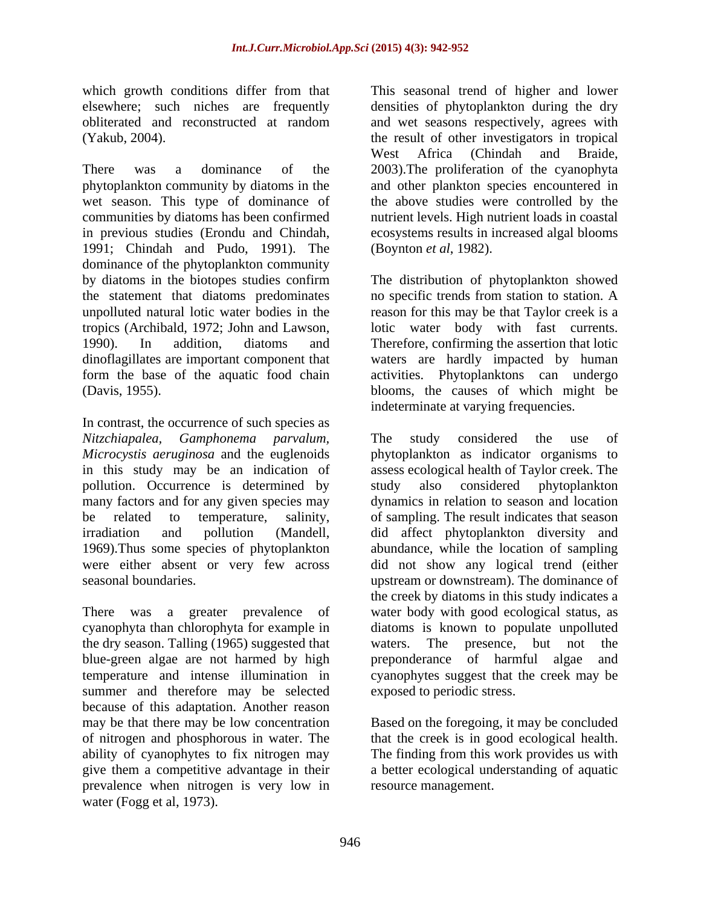which growth conditions differ from that elsewhere; such niches are frequently obliterated and reconstructed at random (Yakub, 2004).

There was a dominance of the phytoplankton community by diatoms in the wet season. This type of dominance of communities by diatoms has been confirmed in previous studies (Erondu and Chindah, 1991; Chindah and Pudo, 1991). The dominance of the phytoplankton community by diatoms in the biotopes studies confirm the statement that diatoms predominates unpolluted natural lotic water bodies in the tropics (Archibald, 1972; John and Lawson, 1990). In addition, diatoms and dinoflagillates are important component that form the base of the aquatic food chain (Davis, 1955).

In contrast, the occurrence of such species as *Nitzchiapalea*, *Gamphonema parvalum, Microcystis aeruginosa* and the euglenoids in this study may be an indication of pollution. Occurrence is determined by many factors and for any given species may be related to temperature, salinity, irradiation and pollution (Mandell, 1969).Thus some species of phytoplankton were either absent or very few across seasonal boundaries.

There was a greater prevalence of cyanophyta than chlorophyta for example in the dry season. Talling (1965) suggested that blue-green algae are not harmed by high temperature and intense illumination in summer and therefore may be selected because of this adaptation. Another reason may be that there may be low concentration of nitrogen and phosphorous in water. The ability of cyanophytes to fix nitrogen may give them a competitive advantage in their prevalence when nitrogen is very low in water (Fogg et al, 1973).

This seasonal trend of higher and lower densities of phytoplankton during the dry and wet seasons respectively, agrees with the result of other investigators in tropical West Africa (Chindah and Braide, 2003).The proliferation of the cyanophyta and other plankton species encountered in the above studies were controlled by the nutrient levels. High nutrient loads in coastal ecosystems results in increased algal blooms (Boynton *et al*, 1982).

The distribution of phytoplankton showed no specific trends from station to station. A reason for this may be that Taylor creek is a lotic water body with fast currents. Therefore, confirming the assertion that lotic waters are hardly impacted by human activities. Phytoplanktons can undergo blooms, the causes of which might be indeterminate at varying frequencies.

The study considered the use of phytoplankton as indicator organisms to assess ecological health of Taylor creek. The study also considered phytoplankton dynamics in relation to season and location of sampling. The result indicates that season did affect phytoplankton diversity and abundance, while the location of sampling did not show any logical trend (either upstream or downstream). The dominance of the creek by diatoms in this study indicates a water body with good ecological status, as diatoms is known to populate unpolluted waters. The presence, but not the preponderance of harmful algae and cyanophytes suggest that the creek may be exposed to periodic stress.

Based on the foregoing, it may be concluded that the creek is in good ecological health. The finding from this work provides us with a better ecological understanding of aquatic resource management.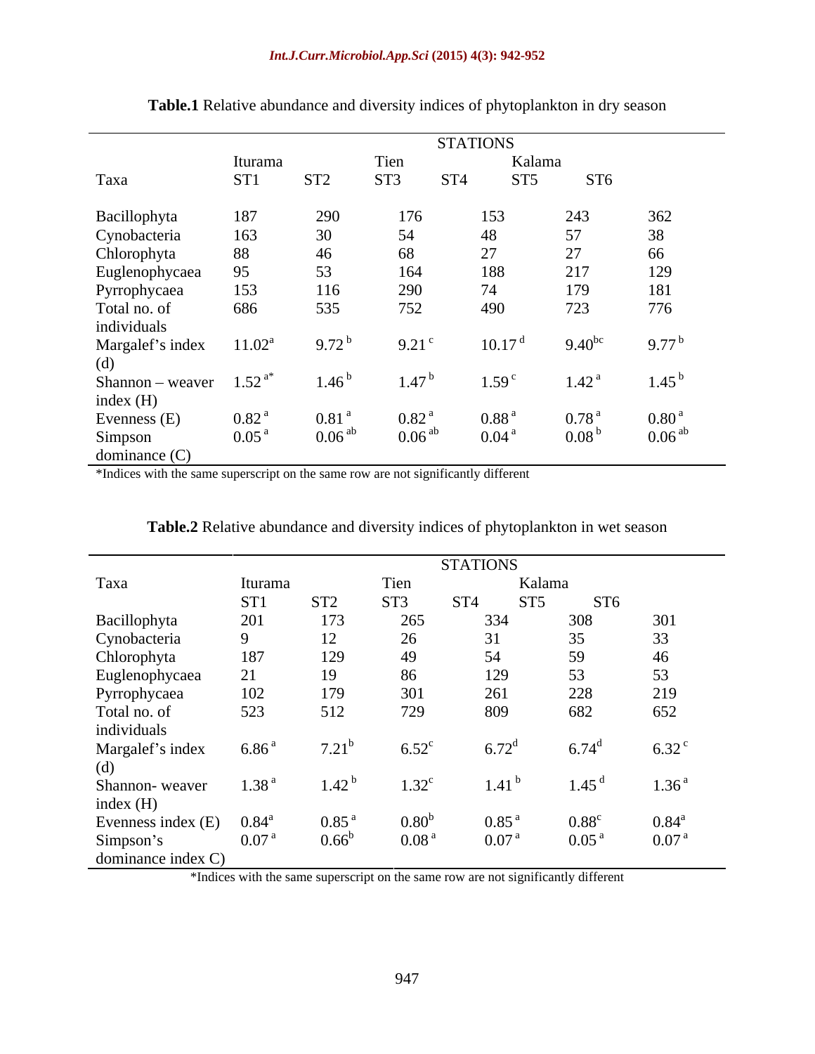**Table.1** Relative abundance and diversity indices of phytoplankton in dry season

| | STATIONS | | | | | |
|---|---|---|---|---|---|---|
| | Iturama | | Tien | | Kalama | |
| Taxa | ST1 | ST2 | ST3 | ST4 | ST5 | ST6 |
| Bacillophyta | 187 | 290 | 176 | 153 | 243 | 362 |
| Cynobacteria | 163 | 30 | 54 | 48 | 57 | 38 |
| Chlorophyta | 88 | 46 | 68 | 27 | 27 | 66 |
| Euglenophycaea | 95 | 53 | 164 | 188 | 217 | 129 |
| Pyrrophycaea | 153 | 116 | 290 | 74 | 179 | 181 |
| Total no. of individuals | 686 | 535 | 752 | 490 | 723 | 776 |
| Margalef's index (d) | 11.02$^{a}$ | 9.72$^{b}$ | 9.21$^{c}$ | 10.17$^{d}$ | 9.40$^{bc}$ | 9.77$^{b}$ |
| Shannon – weaver index (H) | 1.52$^{a*}$ | 1.46$^{b}$ | 1.47$^{b}$ | 1.59$^{c}$ | 1.42$^{a}$ | 1.45$^{b}$ |
| Evenness (E) | 0.82$^{a}$ | 0.81$^{a}$ | 0.82$^{a}$ | 0.88$^{a}$ | 0.78$^{a}$ | 0.80$^{a}$ |
| Simpson dominance (C) | 0.05$^{a}$ | 0.06$^{ab}$ | 0.06$^{ab}$ | 0.04$^{a}$ | 0.08$^{b}$ | 0.06$^{ab}$ |

*Indices with the same superscript on the same row are not significantly different

**Table.2** Relative abundance and diversity indices of phytoplankton in wet season

| | STATIONS | | | | | |
|---|---|---|---|---|---|---|
| Taxa | Iturama | | Tien | | Kalama | |
| | ST1 | ST2 | ST3 | ST4 | ST5 | ST6 |
| Bacillophyta | 201 | 173 | 265 | 334 | 308 | 301 |
| Cynobacteria | 9 | 12 | 26 | 31 | 35 | 33 |
| Chlorophyta | 187 | 129 | 49 | 54 | 59 | 46 |
| Euglenophycaea | 21 | 19 | 86 | 129 | 53 | 53 |
| Pyrrophycaea | 102 | 179 | 301 | 261 | 228 | 219 |
| Total no. of individuals | 523 | 512 | 729 | 809 | 682 | 652 |
| Margalef's index (d) | 6.86$^{a}$ | 7.21$^{b}$ | 6.52$^{c}$ | 6.72$^{d}$ | 6.74$^{d}$ | 6.32$^{c}$ |
| Shannon- weaver index (H) | 1.38$^{a}$ | 1.42$^{b}$ | 1.32$^{c}$ | 1.41$^{b}$ | 1.45$^{d}$ | 1.36$^{a}$ |
| Evenness index (E) | 0.84$^{a}$ | 0.85$^{a}$ | 0.80$^{b}$ | 0.85$^{a}$ | 0.88$^{c}$ | 0.84$^{a}$ |
| Simpson's dominance index C) | 0.07$^{a}$ | 0.66$^{b}$ | 0.08$^{a}$ | 0.07$^{a}$ | 0.05$^{a}$ | 0.07$^{a}$ |

*Indices with the same superscript on the same row are not significantly different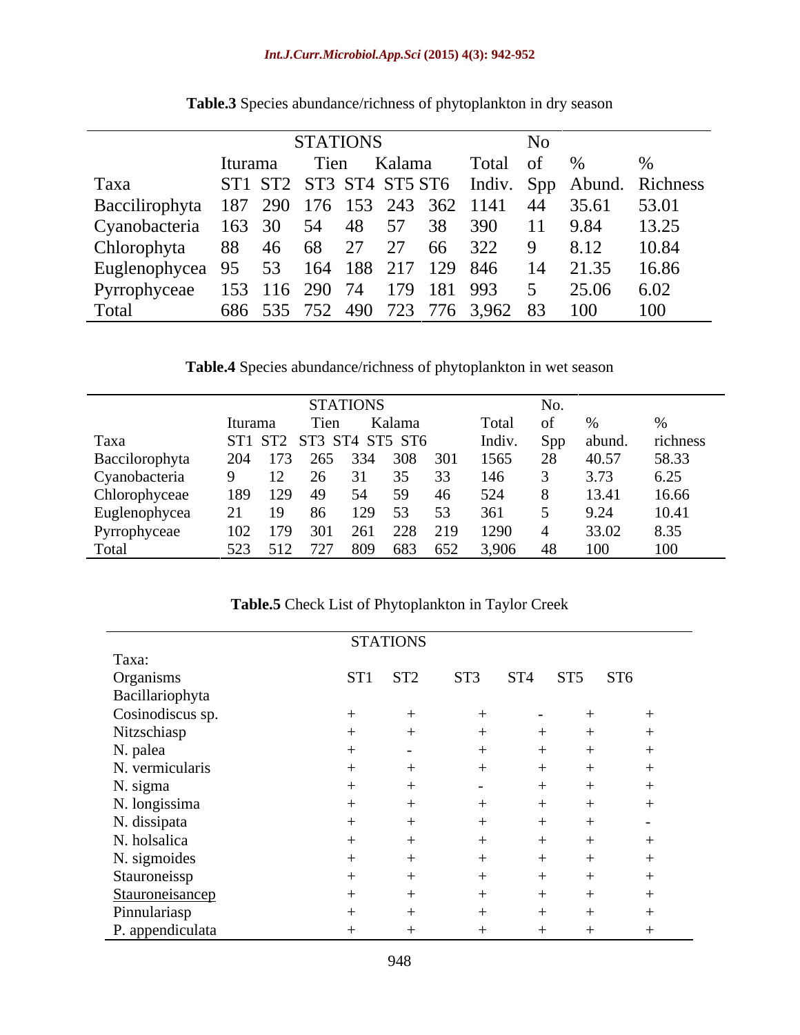**Table.3** Species abundance/richness of phytoplankton in dry season

| | STATIONS | | | | | | | No | | |
|---|---|---|---|---|---|---|---|---|---|---|
| | Iturama | | Tien | Kalama | | | Total | of | % | % |
| Taxa | ST1 | ST2 | ST3 | ST4 | ST5 | ST6 | Indiv. | Spp | Abund. | Richness |
| Baccilirophyta | 187 | 290 | 176 | 153 | 243 | 362 | 1141 | 44 | 35.61 | 53.01 |
| Cyanobacteria | 163 | 30 | 54 | 48 | 57 | 38 | 390 | 11 | 9.84 | 13.25 |
| Chlorophyta | 88 | 46 | 68 | 27 | 27 | 66 | 322 | 9 | 8.12 | 10.84 |
| Euglenophycea | 95 | 53 | 164 | 188 | 217 | 129 | 846 | 14 | 21.35 | 16.86 |
| Pyrrophyceae | 153 | 116 | 290 | 74 | 179 | 181 | 993 | 5 | 25.06 | 6.02 |
| Total | 686 | 535 | 752 | 490 | 723 | 776 | 3,962 | 83 | 100 | 100 |

**Table.4** Species abundance/richness of phytoplankton in wet season

| | STATIONS | | | | | | | No. | | |
|---|---|---|---|---|---|---|---|---|---|---|
| | Iturama | | Tien | Kalama | | | Total | of | % | % |
| Taxa | ST1 | ST2 | ST3 | ST4 | ST5 | ST6 | Indiv. | Spp | abund. | richness |
| Baccilorophyta | 204 | 173 | 265 | 334 | 308 | 301 | 1565 | 28 | 40.57 | 58.33 |
| Cyanobacteria | 9 | 12 | 26 | 31 | 35 | 33 | 146 | 3 | 3.73 | 6.25 |
| Chlorophyceae | 189 | 129 | 49 | 54 | 59 | 46 | 524 | 8 | 13.41 | 16.66 |
| Euglenophycea | 21 | 19 | 86 | 129 | 53 | 53 | 361 | 5 | 9.24 | 10.41 |
| Pyrrophyceae | 102 | 179 | 301 | 261 | 228 | 219 | 1290 | 4 | 33.02 | 8.35 |
| Total | 523 | 512 | 727 | 809 | 683 | 652 | 3,906 | 48 | 100 | 100 |

**Table.5** Check List of Phytoplankton in Taylor Creek

| Taxa: | STATIONS | | | | | |
|---|---|---|---|---|---|---|
| Organisms | ST1 | ST2 | ST3 | ST4 | ST5 | ST6 |
| Bacillariophyta | | | | | | |
| Cosinodiscus sp. | + | + | + | - | + | + |
| Nitzschiasp | + | + | + | + | + | + |
| N. palea | + | - | + | + | + | + |
| N. vermicularis | + | + | + | + | + | + |
| N. sigma | + | + | - | + | + | + |
| N. longissima | + | + | + | + | + | + |
| N. dissipata | + | + | + | + | + | - |
| N. holsalica | + | + | + | + | + | + |
| N. sigmoides | + | + | + | + | + | + |
| Stauroneissp | + | + | + | + | + | + |
| <u>Stauroneisancep</u> | + | + | + | + | + | + |
| Pinnulariasp | + | + | + | + | + | + |
| P. appendiculata | + | + | + | + | + | + |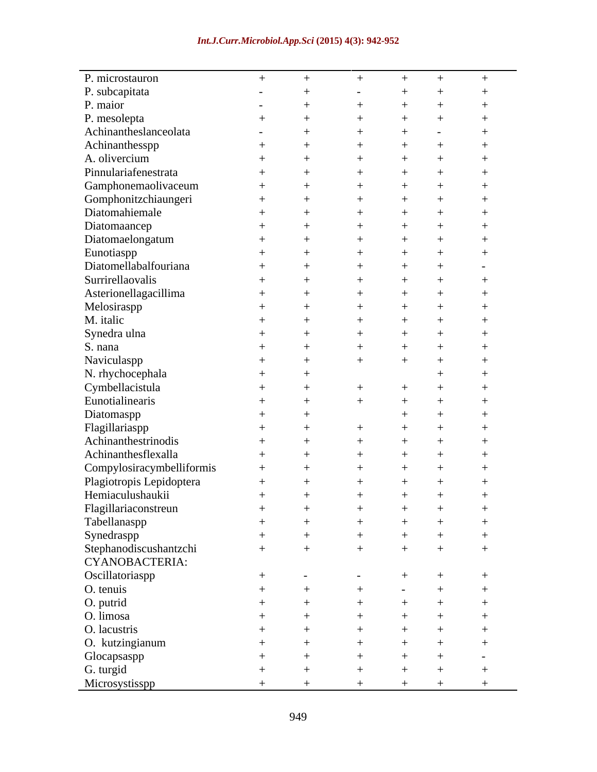| | | | | | | |
|---|---|---|---|---|---|---|
| P. microstauron | + | + | + | + | + | + |
| P. subcapitata | - | + | - | + | + | + |
| P. maior | - | + | + | + | + | + |
| P. mesolepta | + | + | + | + | + | + |
| Achinantheslanceolata | - | + | + | + | - | + |
| Achinanthesspp | + | + | + | + | + | + |
| A. olivercium | + | + | + | + | + | + |
| Pinnulariafenestrata | + | + | + | + | + | + |
| Gamphonemaolivaceum | + | + | + | + | + | + |
| Gomphonitzchiaungeri | + | + | + | + | + | + |
| Diatomahiemale | + | + | + | + | + | + |
| Diatomaancep | + | + | + | + | + | + |
| Diatomaelongatum | + | + | + | + | + | + |
| Eunotiaspp | + | + | + | + | + | + |
| Diatomellabalfouriana | + | + | + | + | + | - |
| Surrirellaovalis | + | + | + | + | + | + |
| Asterionellagacillima | + | + | + | + | + | + |
| Melosiraspp | + | + | + | + | + | + |
| M. italic | + | + | + | + | + | + |
| Synedra ulna | + | + | + | + | + | + |
| S. nana | + | + | + | + | + | + |
| Naviculaspp | + | + | + | + | + | + |
| N. rhychocephala | + | + | | | + | + |
| Cymbellacistula | + | + | + | + | + | + |
| Eunotialinearis | + | + | + | + | + | + |
| Diatomaspp | + | + | | + | + | + |
| Flagillariaspp | + | + | + | + | + | + |
| Achinanthestrinodis | + | + | + | + | + | + |
| Achinanthesflexalla | + | + | + | + | + | + |
| Compylosiracymbelliformis | + | + | + | + | + | + |
| Plagiotropis Lepidoptera | + | + | + | + | + | + |
| Hemiaculushaukii | + | + | + | + | + | + |
| Flagillariaconstreun | + | + | + | + | + | + |
| Tabellanaspp | + | + | + | + | + | + |
| Synedraspp | + | + | + | + | + | + |
| Stephanodiscushantzchi | + | + | + | + | + | + |
| CYANOBACTERIA: | | | | | | |
| Oscillatoriaspp | + | - | - | + | + | + |
| O. tenuis | + | + | + | - | + | + |
| O. putrid | + | + | + | + | + | + |
| O. limosa | + | + | + | + | + | + |
| O. lacustris | + | + | + | + | + | + |
| O. kutzingianum | + | + | + | + | + | + |
| Glocapsaspp | + | + | + | + | + | - |
| G. turgid | + | + | + | + | + | + |
| Microsystisspp | + | + | + | + | + | + |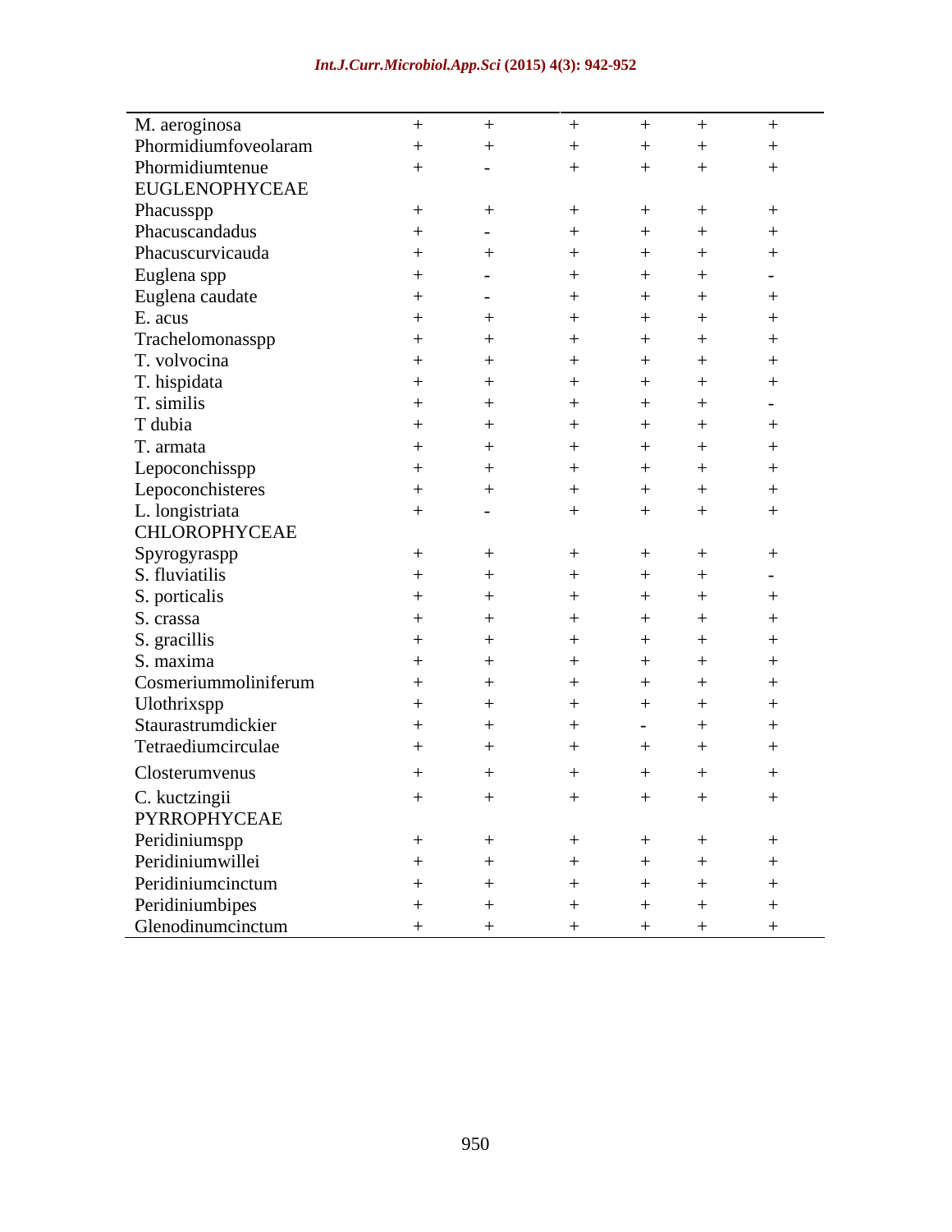| | | | | | | |
|---|---|---|---|---|---|---|
| M. aeroginosa | + | + | + | + | + | + |
| Phormidiumfoveolaram | + | + | + | + | + | + |
| Phormidiumtenue | + | - | + | + | + | + |
| EUGLENOPHYCEAE | | | | | | |
| Phacusspp | + | + | + | + | + | + |
| Phacuscandadus | + | - | + | + | + | + |
| Phacuscurvicauda | + | + | + | + | + | + |
| Euglena spp | + | - | + | + | + | - |
| Euglena caudate | + | - | + | + | + | + |
| E. acus | + | + | + | + | + | + |
| Trachelomonasspp | + | + | + | + | + | + |
| T. volvocina | + | + | + | + | + | + |
| T. hispidata | + | + | + | + | + | + |
| T. similis | + | + | + | + | + | - |
| T dubia | + | + | + | + | + | + |
| T. armata | + | + | + | + | + | + |
| Lepoconchisspp | + | + | + | + | + | + |
| Lepoconchisteres | + | + | + | + | + | + |
| L. longistriata | + | - | + | + | + | + |
| CHLOROPHYCEAE | | | | | | |
| Spyrogyraspp | + | + | + | + | + | + |
| S. fluviatilis | + | + | + | + | + | - |
| S. porticalis | + | + | + | + | + | + |
| S. crassa | + | + | + | + | + | + |
| S. gracillis | + | + | + | + | + | + |
| S. maxima | + | + | + | + | + | + |
| Cosmeriummoliniferum | + | + | + | + | + | + |
| Ulothrixspp | + | + | + | + | + | + |
| Staurastrumdickier | + | + | + | - | + | + |
| Tetraediumcirculae | + | + | + | + | + | + |
| Closterumvenus | + | + | + | + | + | + |
| C. kuctzingii | + | + | + | + | + | + |
| PYRROPHYCEAE | | | | | | |
| Peridiniumspp | + | + | + | + | + | + |
| Peridiniumwillei | + | + | + | + | + | + |
| Peridiniumcinctum | + | + | + | + | + | + |
| Peridiniumbipes | + | + | + | + | + | + |
| Glenodinumcinctum | + | + | + | + | + | + |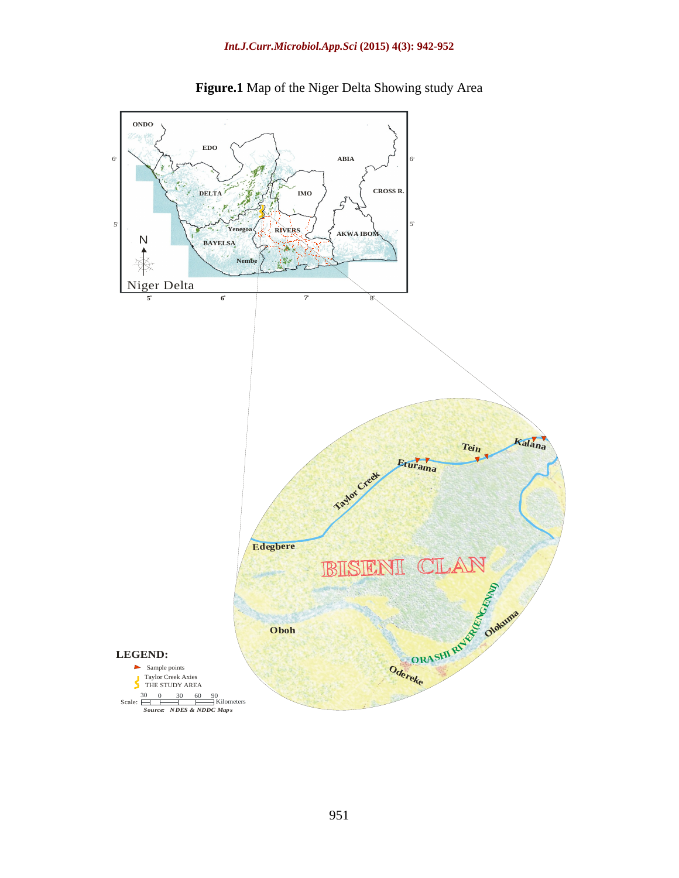**Figure.1** Map of the Niger Delta Showing study Area

ONDO

EDO

ABIA

DELTA

IMO

CROSS R.

Yenegoa

RIVERS

AKWA IBOM

BAYELSA

Nembe

N

Niger Delta

Taylor Creek

Eturama

Tein

Kalana

Edegbere

BISENI CLAN

Oboh

ORASHI RIVER(ENGENNI)

Olokuma

Odereke

**LEGEND:**

Sample points

Taylor Creek Axies
THE STUDY AREA

Scale: 30 0 30 60 90 Kilometers

***Source: NDES & NDDC Maps***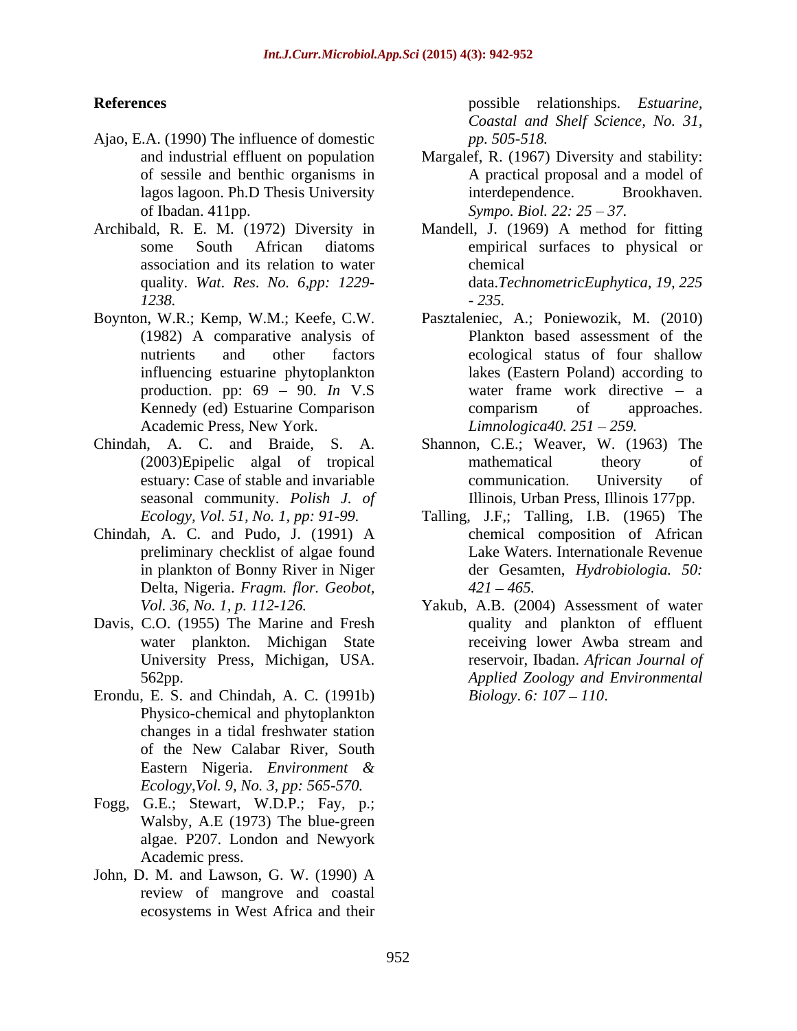## References

Ajao, E.A. (1990) The influence of domestic and industrial effluent on population of sessile and benthic organisms in lagos lagoon. Ph.D Thesis University of Ibadan. 411pp.

Archibald, R. E. M. (1972) Diversity in some South African diatoms association and its relation to water quality. *Wat. Res. No. 6,pp: 1229-1238.*

Boynton, W.R.; Kemp, W.M.; Keefe, C.W. (1982) A comparative analysis of nutrients and other factors influencing estuarine phytoplankton production. pp: 69 – 90. *In* V.S Kennedy (ed) Estuarine Comparison Academic Press, New York.

Chindah, A. C. and Braide, S. A. (2003)Epipelic algal of tropical estuary: Case of stable and invariable seasonal community. *Polish J. of Ecology, Vol. 51, No. 1, pp: 91-99.*

Chindah, A. C. and Pudo, J. (1991) A preliminary checklist of algae found in plankton of Bonny River in Niger Delta, Nigeria. *Fragm. flor. Geobot, Vol. 36, No. 1, p. 112-126.*

Davis, C.O. (1955) The Marine and Fresh water plankton. Michigan State University Press, Michigan, USA. 562pp.

Erondu, E. S. and Chindah, A. C. (1991b) Physico-chemical and phytoplankton changes in a tidal freshwater station of the New Calabar River, South Eastern Nigeria. *Environment & Ecology,Vol. 9, No. 3, pp: 565-570.*

Fogg, G.E.; Stewart, W.D.P.; Fay, p.; Walsby, A.E (1973) The blue-green algae. P207. London and Newyork Academic press.

John, D. M. and Lawson, G. W. (1990) A review of mangrove and coastal ecosystems in West Africa and their possible relationships. *Estuarine, Coastal and Shelf Science, No. 31, pp. 505-518.*

Margalef, R. (1967) Diversity and stability: A practical proposal and a model of interdependence. Brookhaven. *Sympo. Biol. 22: 25 – 37.*

Mandell, J. (1969) A method for fitting empirical surfaces to physical or chemical data.*TechnometricEuphytica, 19, 225 - 235.*

Pasztaleniec, A.; Poniewozik, M. (2010) Plankton based assessment of the ecological status of four shallow lakes (Eastern Poland) according to water frame work directive – a comparism of approaches. *Limnologica40. 251 – 259.*

Shannon, C.E.; Weaver, W. (1963) The mathematical theory of communication. University of Illinois, Urban Press, Illinois 177pp.

Talling, J.F,; Talling, I.B. (1965) The chemical composition of African Lake Waters. Internationale Revenue der Gesamten, *Hydrobiologia. 50: 421 – 465.*

Yakub, A.B. (2004) Assessment of water quality and plankton of effluent receiving lower Awba stream and reservoir, Ibadan. *African Journal of Applied Zoology and Environmental Biology. 6: 107 – 110.*